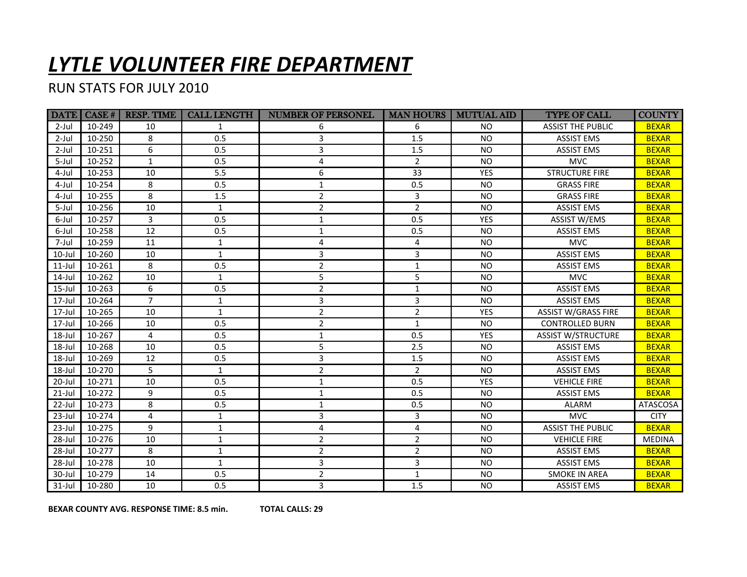# ***LYTLE VOLUNTEER FIRE DEPARTMENT***

RUN STATS FOR JULY 2010

| DATE | CASE # | RESP. TIME | CALL LENGTH | NUMBER OF PERSONEL | MAN HOURS | MUTUAL AID | TYPE OF CALL | COUNTY |
|---|---|---|---|---|---|---|---|---|
| 2-Jul | 10-249 | 10 | 1 | 6 | 6 | NO | ASSIST THE PUBLIC | BEXAR |
| 2-Jul | 10-250 | 8 | 0.5 | 3 | 1.5 | NO | ASSIST EMS | BEXAR |
| 2-Jul | 10-251 | 6 | 0.5 | 3 | 1.5 | NO | ASSIST EMS | BEXAR |
| 5-Jul | 10-252 | 1 | 0.5 | 4 | 2 | NO | MVC | BEXAR |
| 4-Jul | 10-253 | 10 | 5.5 | 6 | 33 | YES | STRUCTURE FIRE | BEXAR |
| 4-Jul | 10-254 | 8 | 0.5 | 1 | 0.5 | NO | GRASS FIRE | BEXAR |
| 4-Jul | 10-255 | 8 | 1.5 | 2 | 3 | NO | GRASS FIRE | BEXAR |
| 5-Jul | 10-256 | 10 | 1 | 2 | 2 | NO | ASSIST EMS | BEXAR |
| 6-Jul | 10-257 | 3 | 0.5 | 1 | 0.5 | YES | ASSIST W/EMS | BEXAR |
| 6-Jul | 10-258 | 12 | 0.5 | 1 | 0.5 | NO | ASSIST EMS | BEXAR |
| 7-Jul | 10-259 | 11 | 1 | 4 | 4 | NO | MVC | BEXAR |
| 10-Jul | 10-260 | 10 | 1 | 3 | 3 | NO | ASSIST EMS | BEXAR |
| 11-Jul | 10-261 | 8 | 0.5 | 2 | 1 | NO | ASSIST EMS | BEXAR |
| 14-Jul | 10-262 | 10 | 1 | 5 | 5 | NO | MVC | BEXAR |
| 15-Jul | 10-263 | 6 | 0.5 | 2 | 1 | NO | ASSIST EMS | BEXAR |
| 17-Jul | 10-264 | 7 | 1 | 3 | 3 | NO | ASSIST EMS | BEXAR |
| 17-Jul | 10-265 | 10 | 1 | 2 | 2 | YES | ASSIST W/GRASS FIRE | BEXAR |
| 17-Jul | 10-266 | 10 | 0.5 | 2 | 1 | NO | CONTROLLED BURN | BEXAR |
| 18-Jul | 10-267 | 4 | 0.5 | 1 | 0.5 | YES | ASSIST W/STRUCTURE | BEXAR |
| 18-Jul | 10-268 | 10 | 0.5 | 5 | 2.5 | NO | ASSIST EMS | BEXAR |
| 18-Jul | 10-269 | 12 | 0.5 | 3 | 1.5 | NO | ASSIST EMS | BEXAR |
| 18-Jul | 10-270 | 5 | 1 | 2 | 2 | NO | ASSIST EMS | BEXAR |
| 20-Jul | 10-271 | 10 | 0.5 | 1 | 0.5 | YES | VEHICLE FIRE | BEXAR |
| 21-Jul | 10-272 | 9 | 0.5 | 1 | 0.5 | NO | ASSIST EMS | BEXAR |
| 22-Jul | 10-273 | 8 | 0.5 | 1 | 0.5 | NO | ALARM | ATASCOSA |
| 23-Jul | 10-274 | 4 | 1 | 3 | 3 | NO | MVC | CITY |
| 23-Jul | 10-275 | 9 | 1 | 4 | 4 | NO | ASSIST THE PUBLIC | BEXAR |
| 28-Jul | 10-276 | 10 | 1 | 2 | 2 | NO | VEHICLE FIRE | MEDINA |
| 28-Jul | 10-277 | 8 | 1 | 2 | 2 | NO | ASSIST EMS | BEXAR |
| 28-Jul | 10-278 | 10 | 1 | 3 | 3 | NO | ASSIST EMS | BEXAR |
| 30-Jul | 10-279 | 14 | 0.5 | 2 | 1 | NO | SMOKE IN AREA | BEXAR |
| 31-Jul | 10-280 | 10 | 0.5 | 3 | 1.5 | NO | ASSIST EMS | BEXAR |

**BEXAR COUNTY AVG. RESPONSE TIME: 8.5 min.** **TOTAL CALLS: 29**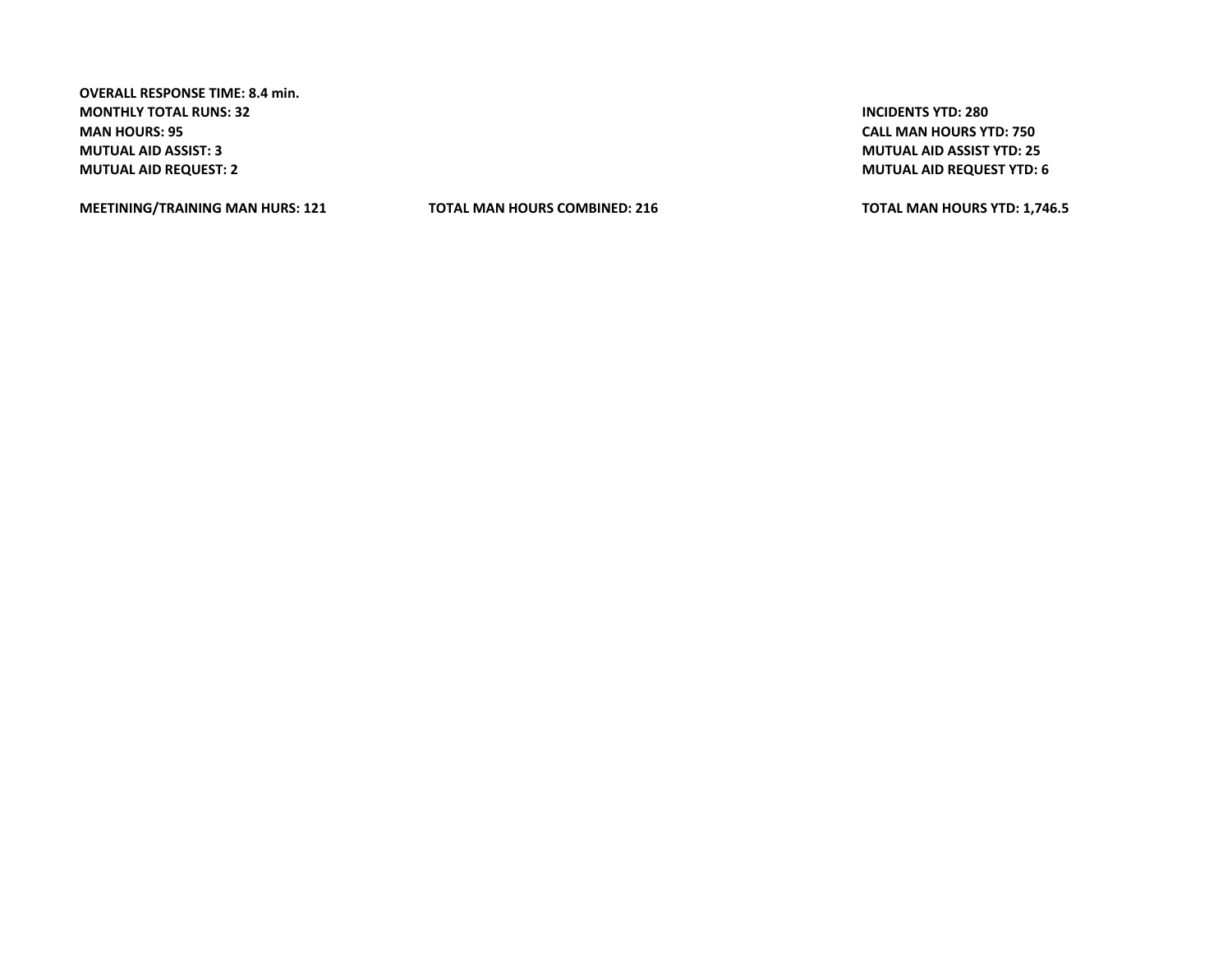**OVERALL RESPONSE TIME: 8.4 min.**
**MONTHLY TOTAL RUNS: 32**
**MAN HOURS: 95**
**MUTUAL AID ASSIST: 3**
**MUTUAL AID REQUEST: 2**

**INCIDENTS YTD: 280**
**CALL MAN HOURS YTD: 750**
**MUTUAL AID ASSIST YTD: 25**
**MUTUAL AID REQUEST YTD: 6**

**MEETINING/TRAINING MAN HURS: 121**

**TOTAL MAN HOURS COMBINED: 216**

**TOTAL MAN HOURS YTD: 1,746.5**